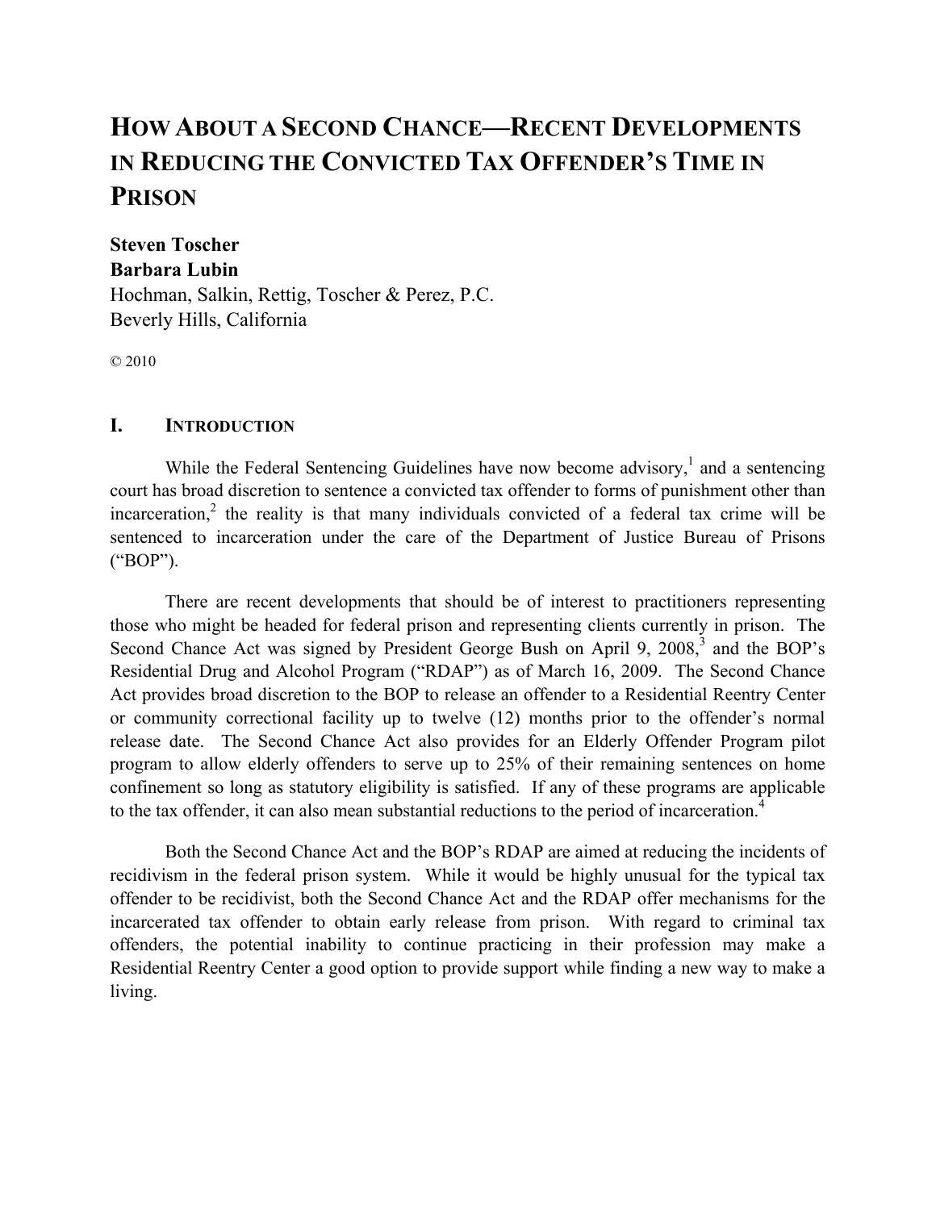# HOW ABOUT A SECOND CHANCE—RECENT DEVELOPMENTS IN REDUCING THE CONVICTED TAX OFFENDER'S TIME IN PRISON

**Steven Toscher**
**Barbara Lubin**
Hochman, Salkin, Rettig, Toscher & Perez, P.C.
Beverly Hills, California

© 2010

## I. INTRODUCTION

While the Federal Sentencing Guidelines have now become advisory,[1] and a sentencing court has broad discretion to sentence a convicted tax offender to forms of punishment other than incarceration,[2] the reality is that many individuals convicted of a federal tax crime will be sentenced to incarceration under the care of the Department of Justice Bureau of Prisons ("BOP").

There are recent developments that should be of interest to practitioners representing those who might be headed for federal prison and representing clients currently in prison. The Second Chance Act was signed by President George Bush on April 9, 2008,[3] and the BOP's Residential Drug and Alcohol Program ("RDAP") as of March 16, 2009. The Second Chance Act provides broad discretion to the BOP to release an offender to a Residential Reentry Center or community correctional facility up to twelve (12) months prior to the offender's normal release date. The Second Chance Act also provides for an Elderly Offender Program pilot program to allow elderly offenders to serve up to 25% of their remaining sentences on home confinement so long as statutory eligibility is satisfied. If any of these programs are applicable to the tax offender, it can also mean substantial reductions to the period of incarceration.[4]

Both the Second Chance Act and the BOP's RDAP are aimed at reducing the incidents of recidivism in the federal prison system. While it would be highly unusual for the typical tax offender to be recidivist, both the Second Chance Act and the RDAP offer mechanisms for the incarcerated tax offender to obtain early release from prison. With regard to criminal tax offenders, the potential inability to continue practicing in their profession may make a Residential Reentry Center a good option to provide support while finding a new way to make a living.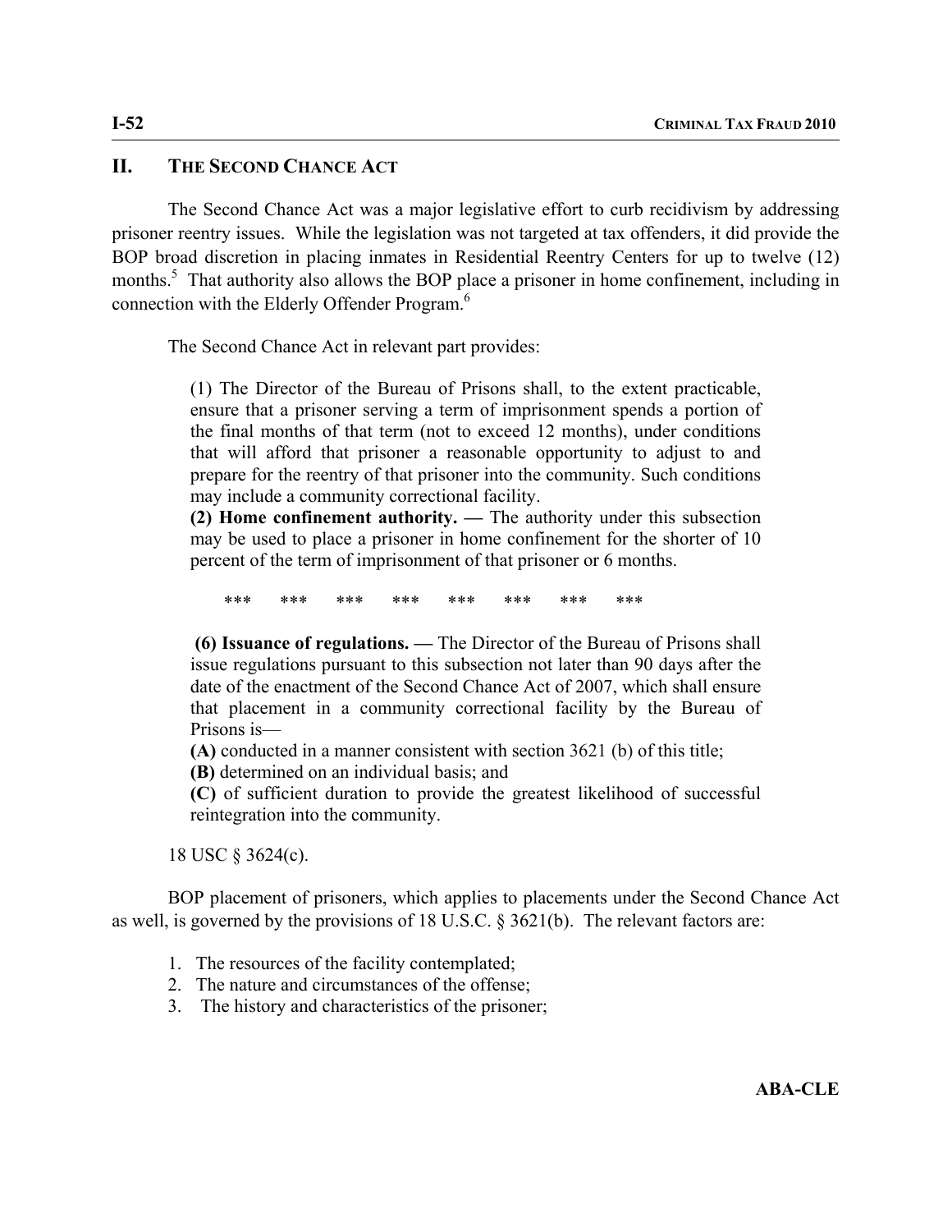## II. THE SECOND CHANCE ACT

The Second Chance Act was a major legislative effort to curb recidivism by addressing prisoner reentry issues. While the legislation was not targeted at tax offenders, it did provide the BOP broad discretion in placing inmates in Residential Reentry Centers for up to twelve (12) months.[5] That authority also allows the BOP place a prisoner in home confinement, including in connection with the Elderly Offender Program.[6]

The Second Chance Act in relevant part provides:

> (1) The Director of the Bureau of Prisons shall, to the extent practicable, ensure that a prisoner serving a term of imprisonment spends a portion of the final months of that term (not to exceed 12 months), under conditions that will afford that prisoner a reasonable opportunity to adjust to and prepare for the reentry of that prisoner into the community. Such conditions may include a community correctional facility.
>
> **(2) Home confinement authority. —** The authority under this subsection may be used to place a prisoner in home confinement for the shorter of 10 percent of the term of imprisonment of that prisoner or 6 months.
>
> \*\*\* \*\*\* \*\*\* \*\*\* \*\*\* \*\*\* \*\*\* \*\*\*
>
> **(6) Issuance of regulations. —** The Director of the Bureau of Prisons shall issue regulations pursuant to this subsection not later than 90 days after the date of the enactment of the Second Chance Act of 2007, which shall ensure that placement in a community correctional facility by the Bureau of Prisons is—
>
> **(A)** conducted in a manner consistent with section 3621 (b) of this title;
>
> **(B)** determined on an individual basis; and
>
> **(C)** of sufficient duration to provide the greatest likelihood of successful reintegration into the community.

18 USC § 3624(c).

BOP placement of prisoners, which applies to placements under the Second Chance Act as well, is governed by the provisions of 18 U.S.C. § 3621(b). The relevant factors are:

1. The resources of the facility contemplated;
2. The nature and circumstances of the offense;
3. The history and characteristics of the prisoner;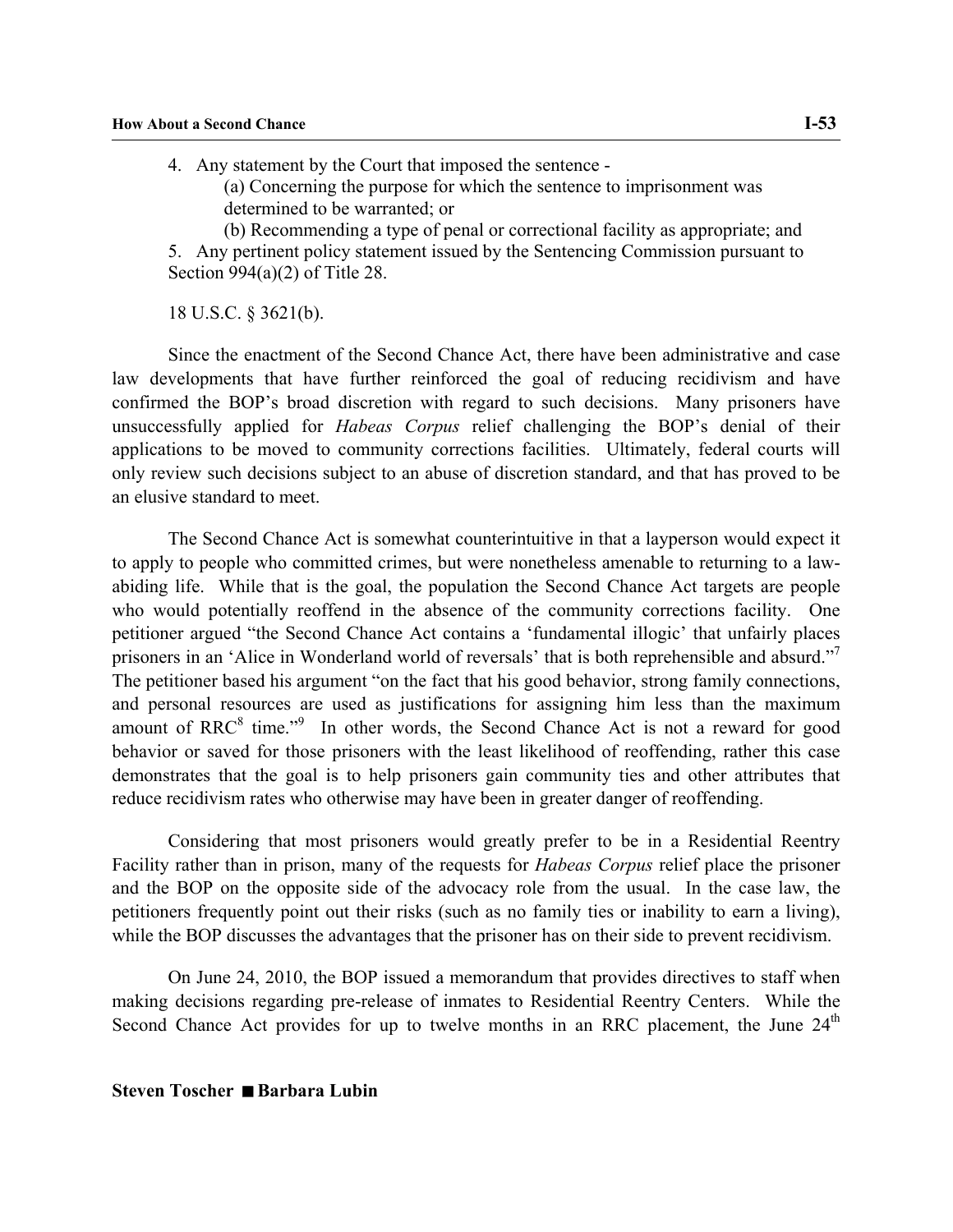4. Any statement by the Court that imposed the sentence -
   (a) Concerning the purpose for which the sentence to imprisonment was determined to be warranted; or
   (b) Recommending a type of penal or correctional facility as appropriate; and
5. Any pertinent policy statement issued by the Sentencing Commission pursuant to Section 994(a)(2) of Title 28.

18 U.S.C. § 3621(b).

Since the enactment of the Second Chance Act, there have been administrative and case law developments that have further reinforced the goal of reducing recidivism and have confirmed the BOP's broad discretion with regard to such decisions. Many prisoners have unsuccessfully applied for *Habeas Corpus* relief challenging the BOP's denial of their applications to be moved to community corrections facilities. Ultimately, federal courts will only review such decisions subject to an abuse of discretion standard, and that has proved to be an elusive standard to meet.

The Second Chance Act is somewhat counterintuitive in that a layperson would expect it to apply to people who committed crimes, but were nonetheless amenable to returning to a law-abiding life. While that is the goal, the population the Second Chance Act targets are people who would potentially reoffend in the absence of the community corrections facility. One petitioner argued "the Second Chance Act contains a 'fundamental illogic' that unfairly places prisoners in an 'Alice in Wonderland world of reversals' that is both reprehensible and absurd."[7] The petitioner based his argument "on the fact that his good behavior, strong family connections, and personal resources are used as justifications for assigning him less than the maximum amount of RRC[8] time."[9] In other words, the Second Chance Act is not a reward for good behavior or saved for those prisoners with the least likelihood of reoffending, rather this case demonstrates that the goal is to help prisoners gain community ties and other attributes that reduce recidivism rates who otherwise may have been in greater danger of reoffending.

Considering that most prisoners would greatly prefer to be in a Residential Reentry Facility rather than in prison, many of the requests for *Habeas Corpus* relief place the prisoner and the BOP on the opposite side of the advocacy role from the usual. In the case law, the petitioners frequently point out their risks (such as no family ties or inability to earn a living), while the BOP discusses the advantages that the prisoner has on their side to prevent recidivism.

On June 24, 2010, the BOP issued a memorandum that provides directives to staff when making decisions regarding pre-release of inmates to Residential Reentry Centers. While the Second Chance Act provides for up to twelve months in an RRC placement, the June 24th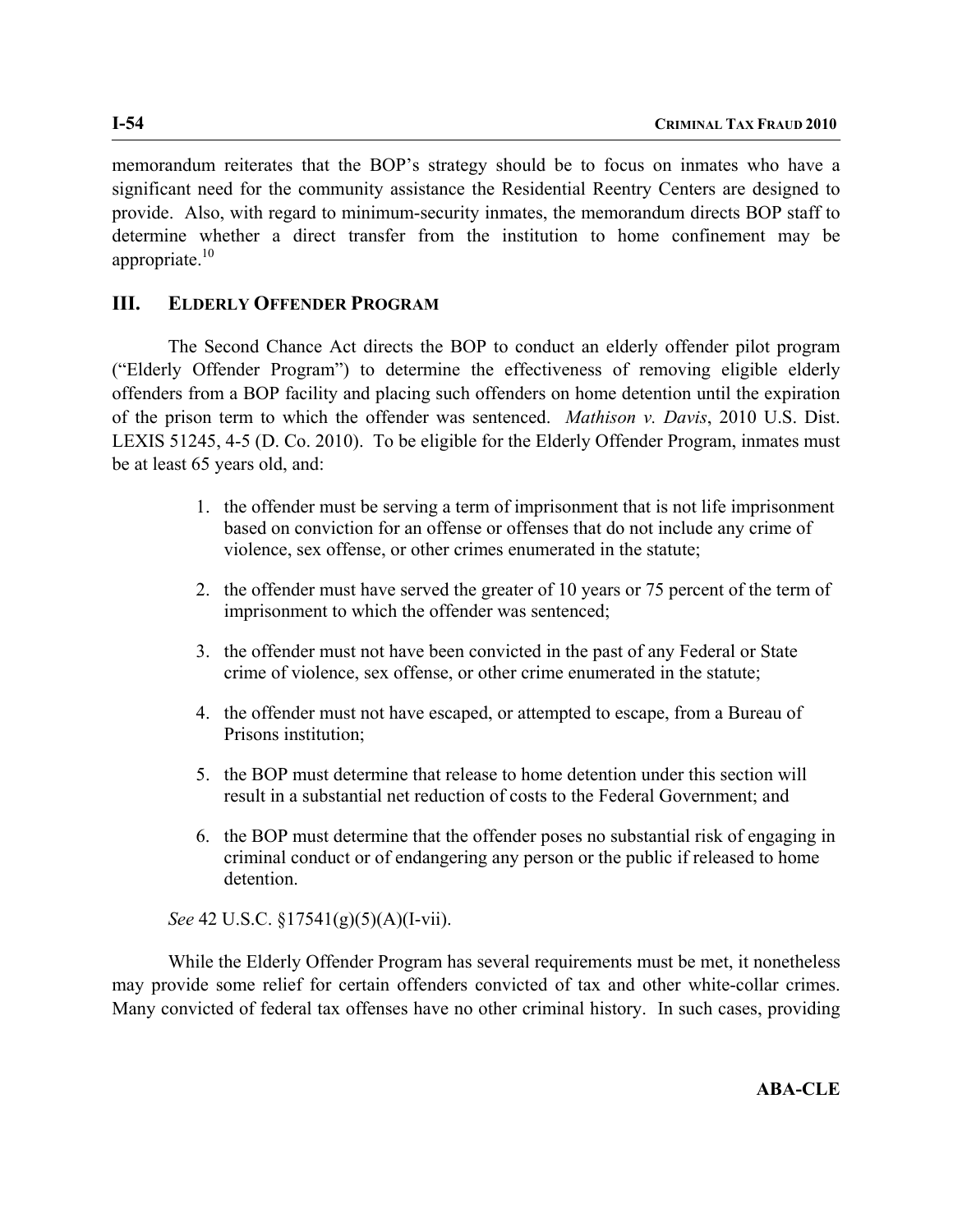memorandum reiterates that the BOP's strategy should be to focus on inmates who have a significant need for the community assistance the Residential Reentry Centers are designed to provide. Also, with regard to minimum-security inmates, the memorandum directs BOP staff to determine whether a direct transfer from the institution to home confinement may be appropriate.[10]

## III. ELDERLY OFFENDER PROGRAM

The Second Chance Act directs the BOP to conduct an elderly offender pilot program ("Elderly Offender Program") to determine the effectiveness of removing eligible elderly offenders from a BOP facility and placing such offenders on home detention until the expiration of the prison term to which the offender was sentenced. *Mathison v. Davis*, 2010 U.S. Dist. LEXIS 51245, 4-5 (D. Co. 2010). To be eligible for the Elderly Offender Program, inmates must be at least 65 years old, and:

1. the offender must be serving a term of imprisonment that is not life imprisonment based on conviction for an offense or offenses that do not include any crime of violence, sex offense, or other crimes enumerated in the statute;
2. the offender must have served the greater of 10 years or 75 percent of the term of imprisonment to which the offender was sentenced;
3. the offender must not have been convicted in the past of any Federal or State crime of violence, sex offense, or other crime enumerated in the statute;
4. the offender must not have escaped, or attempted to escape, from a Bureau of Prisons institution;
5. the BOP must determine that release to home detention under this section will result in a substantial net reduction of costs to the Federal Government; and
6. the BOP must determine that the offender poses no substantial risk of engaging in criminal conduct or of endangering any person or the public if released to home detention.

*See* 42 U.S.C. §17541(g)(5)(A)(I-vii).

While the Elderly Offender Program has several requirements must be met, it nonetheless may provide some relief for certain offenders convicted of tax and other white-collar crimes. Many convicted of federal tax offenses have no other criminal history. In such cases, providing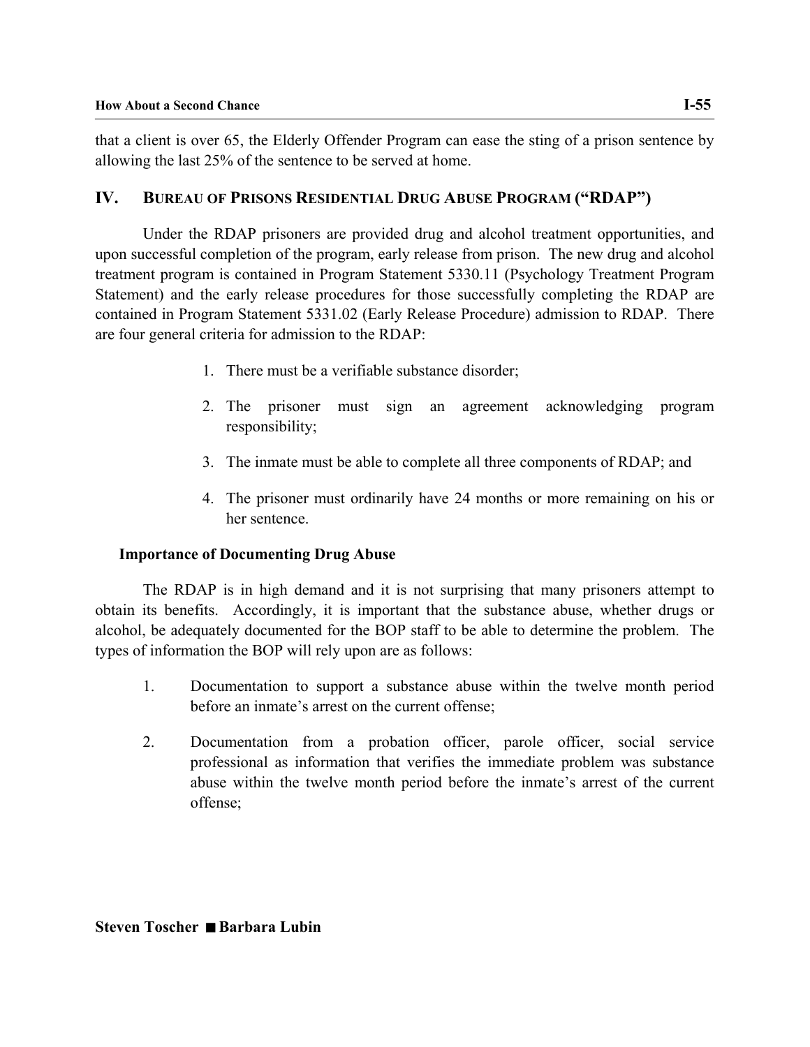that a client is over 65, the Elderly Offender Program can ease the sting of a prison sentence by allowing the last 25% of the sentence to be served at home.

## IV. BUREAU OF PRISONS RESIDENTIAL DRUG ABUSE PROGRAM ("RDAP")

Under the RDAP prisoners are provided drug and alcohol treatment opportunities, and upon successful completion of the program, early release from prison. The new drug and alcohol treatment program is contained in Program Statement 5330.11 (Psychology Treatment Program Statement) and the early release procedures for those successfully completing the RDAP are contained in Program Statement 5331.02 (Early Release Procedure) admission to RDAP. There are four general criteria for admission to the RDAP:

1. There must be a verifiable substance disorder;
2. The prisoner must sign an agreement acknowledging program responsibility;
3. The inmate must be able to complete all three components of RDAP; and
4. The prisoner must ordinarily have 24 months or more remaining on his or her sentence.

### Importance of Documenting Drug Abuse

The RDAP is in high demand and it is not surprising that many prisoners attempt to obtain its benefits. Accordingly, it is important that the substance abuse, whether drugs or alcohol, be adequately documented for the BOP staff to be able to determine the problem. The types of information the BOP will rely upon are as follows:

1. Documentation to support a substance abuse within the twelve month period before an inmate's arrest on the current offense;
2. Documentation from a probation officer, parole officer, social service professional as information that verifies the immediate problem was substance abuse within the twelve month period before the inmate's arrest of the current offense;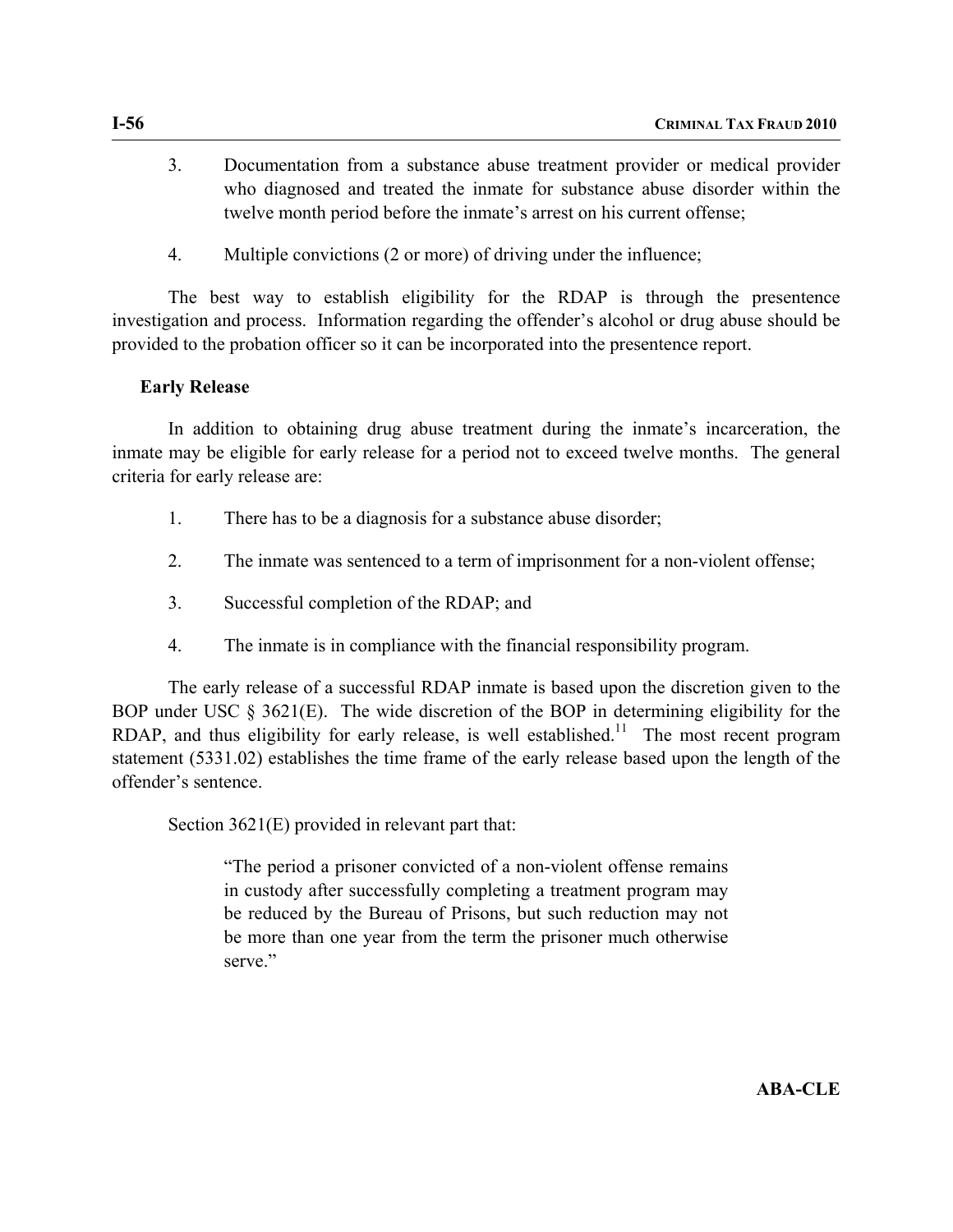3. Documentation from a substance abuse treatment provider or medical provider who diagnosed and treated the inmate for substance abuse disorder within the twelve month period before the inmate's arrest on his current offense;

4. Multiple convictions (2 or more) of driving under the influence;

The best way to establish eligibility for the RDAP is through the presentence investigation and process. Information regarding the offender's alcohol or drug abuse should be provided to the probation officer so it can be incorporated into the presentence report.

**Early Release**

In addition to obtaining drug abuse treatment during the inmate's incarceration, the inmate may be eligible for early release for a period not to exceed twelve months. The general criteria for early release are:

1. There has to be a diagnosis for a substance abuse disorder;

2. The inmate was sentenced to a term of imprisonment for a non-violent offense;

3. Successful completion of the RDAP; and

4. The inmate is in compliance with the financial responsibility program.

The early release of a successful RDAP inmate is based upon the discretion given to the BOP under USC § 3621(E). The wide discretion of the BOP in determining eligibility for the RDAP, and thus eligibility for early release, is well established.[11] The most recent program statement (5331.02) establishes the time frame of the early release based upon the length of the offender's sentence.

Section 3621(E) provided in relevant part that:

> "The period a prisoner convicted of a non-violent offense remains in custody after successfully completing a treatment program may be reduced by the Bureau of Prisons, but such reduction may not be more than one year from the term the prisoner much otherwise serve."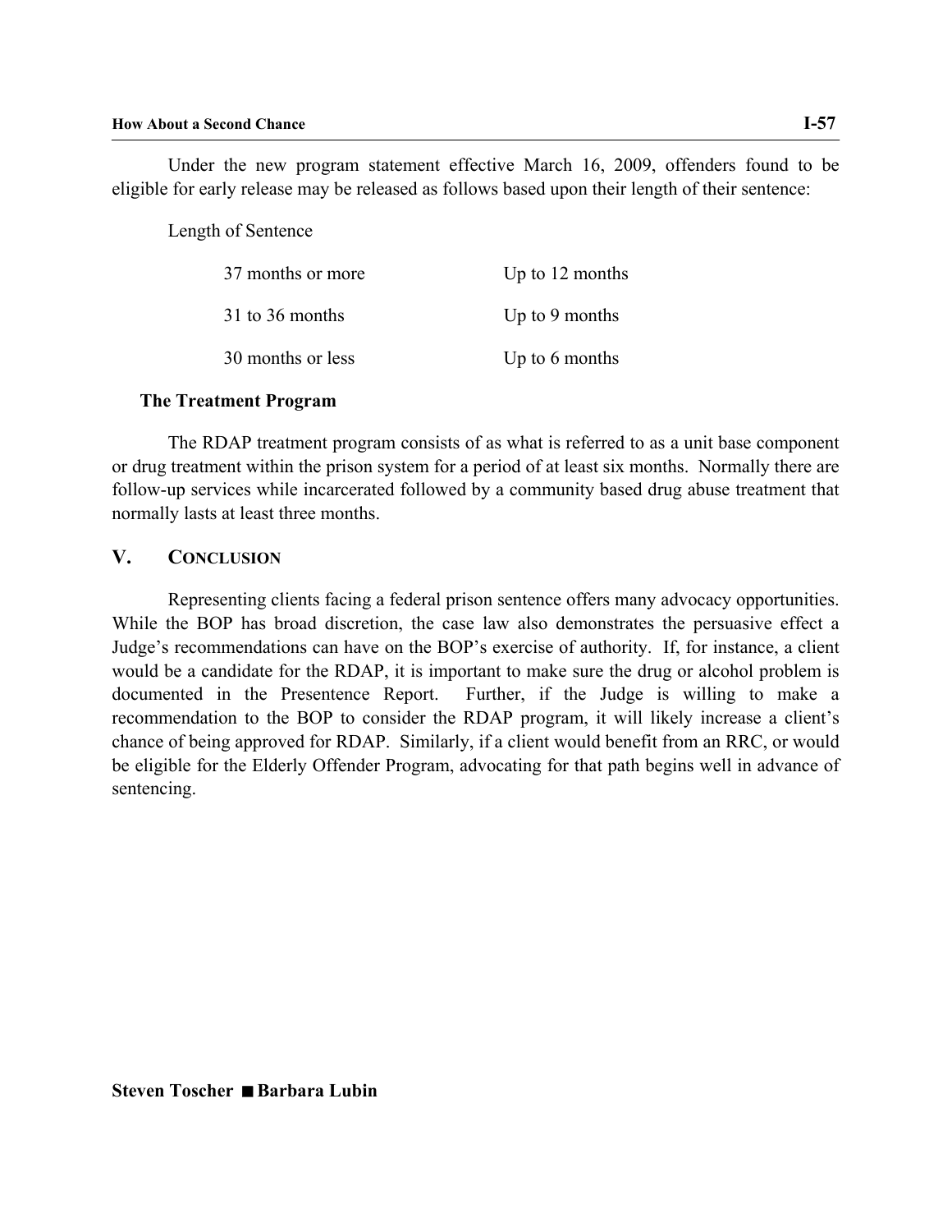Under the new program statement effective March 16, 2009, offenders found to be eligible for early release may be released as follows based upon their length of their sentence:

| Length of Sentence | |
|---|---|
| 37 months or more | Up to 12 months |
| 31 to 36 months | Up to 9 months |
| 30 months or less | Up to 6 months |

**The Treatment Program**

The RDAP treatment program consists of as what is referred to as a unit base component or drug treatment within the prison system for a period of at least six months. Normally there are follow-up services while incarcerated followed by a community based drug abuse treatment that normally lasts at least three months.

## V. CONCLUSION

Representing clients facing a federal prison sentence offers many advocacy opportunities. While the BOP has broad discretion, the case law also demonstrates the persuasive effect a Judge's recommendations can have on the BOP's exercise of authority. If, for instance, a client would be a candidate for the RDAP, it is important to make sure the drug or alcohol problem is documented in the Presentence Report. Further, if the Judge is willing to make a recommendation to the BOP to consider the RDAP program, it will likely increase a client's chance of being approved for RDAP. Similarly, if a client would benefit from an RRC, or would be eligible for the Elderly Offender Program, advocating for that path begins well in advance of sentencing.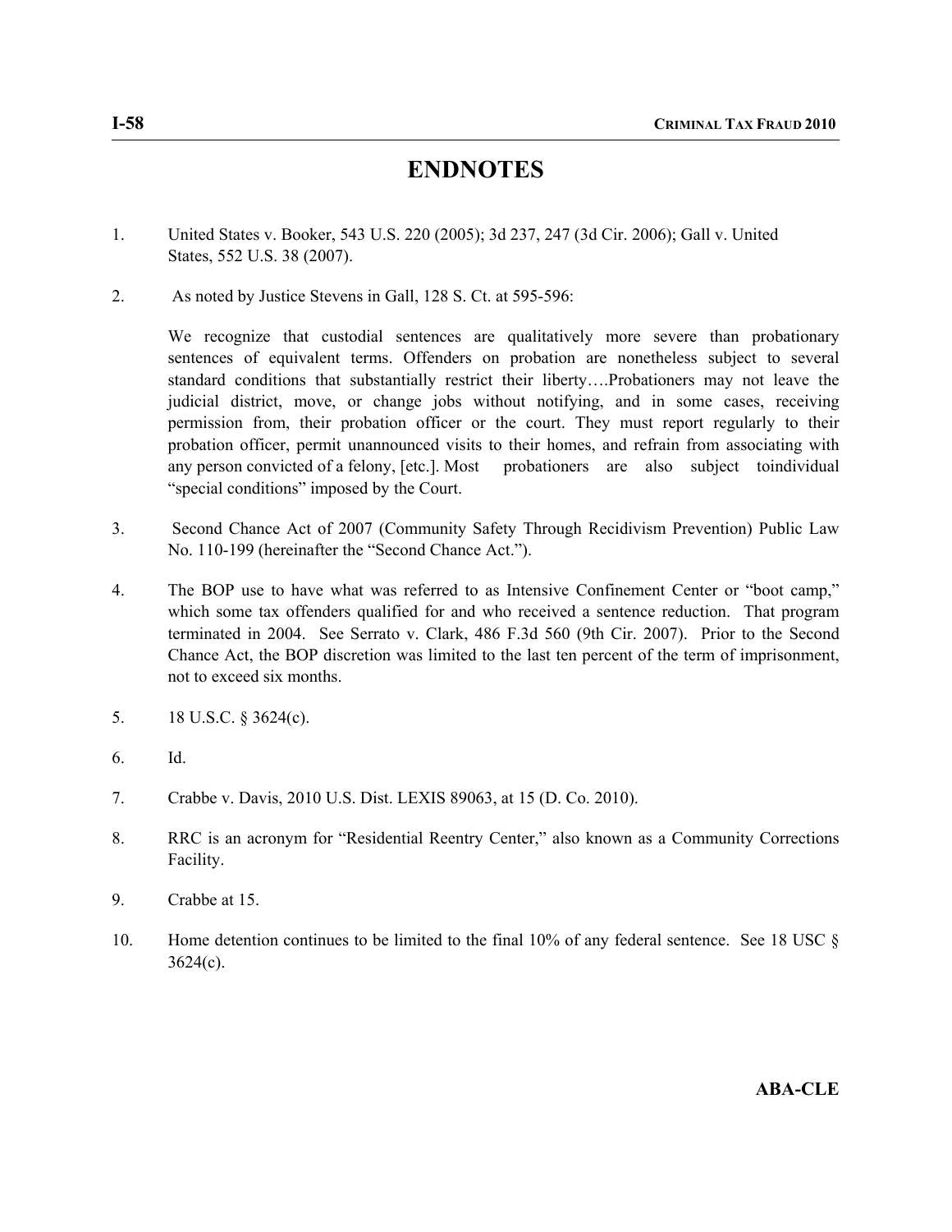# ENDNOTES

1. United States v. Booker, 543 U.S. 220 (2005); 3d 237, 247 (3d Cir. 2006); Gall v. United States, 552 U.S. 38 (2007).

2. As noted by Justice Stevens in Gall, 128 S. Ct. at 595-596:

   We recognize that custodial sentences are qualitatively more severe than probationary sentences of equivalent terms. Offenders on probation are nonetheless subject to several standard conditions that substantially restrict their liberty….Probationers may not leave the judicial district, move, or change jobs without notifying, and in some cases, receiving permission from, their probation officer or the court. They must report regularly to their probation officer, permit unannounced visits to their homes, and refrain from associating with any person convicted of a felony, [etc.]. Most probationers are also subject toindividual "special conditions" imposed by the Court.

3. Second Chance Act of 2007 (Community Safety Through Recidivism Prevention) Public Law No. 110-199 (hereinafter the "Second Chance Act.").

4. The BOP use to have what was referred to as Intensive Confinement Center or "boot camp," which some tax offenders qualified for and who received a sentence reduction. That program terminated in 2004. See Serrato v. Clark, 486 F.3d 560 (9th Cir. 2007). Prior to the Second Chance Act, the BOP discretion was limited to the last ten percent of the term of imprisonment, not to exceed six months.

5. 18 U.S.C. § 3624(c).

6. Id.

7. Crabbe v. Davis, 2010 U.S. Dist. LEXIS 89063, at 15 (D. Co. 2010).

8. RRC is an acronym for "Residential Reentry Center," also known as a Community Corrections Facility.

9. Crabbe at 15.

10. Home detention continues to be limited to the final 10% of any federal sentence. See 18 USC § 3624(c).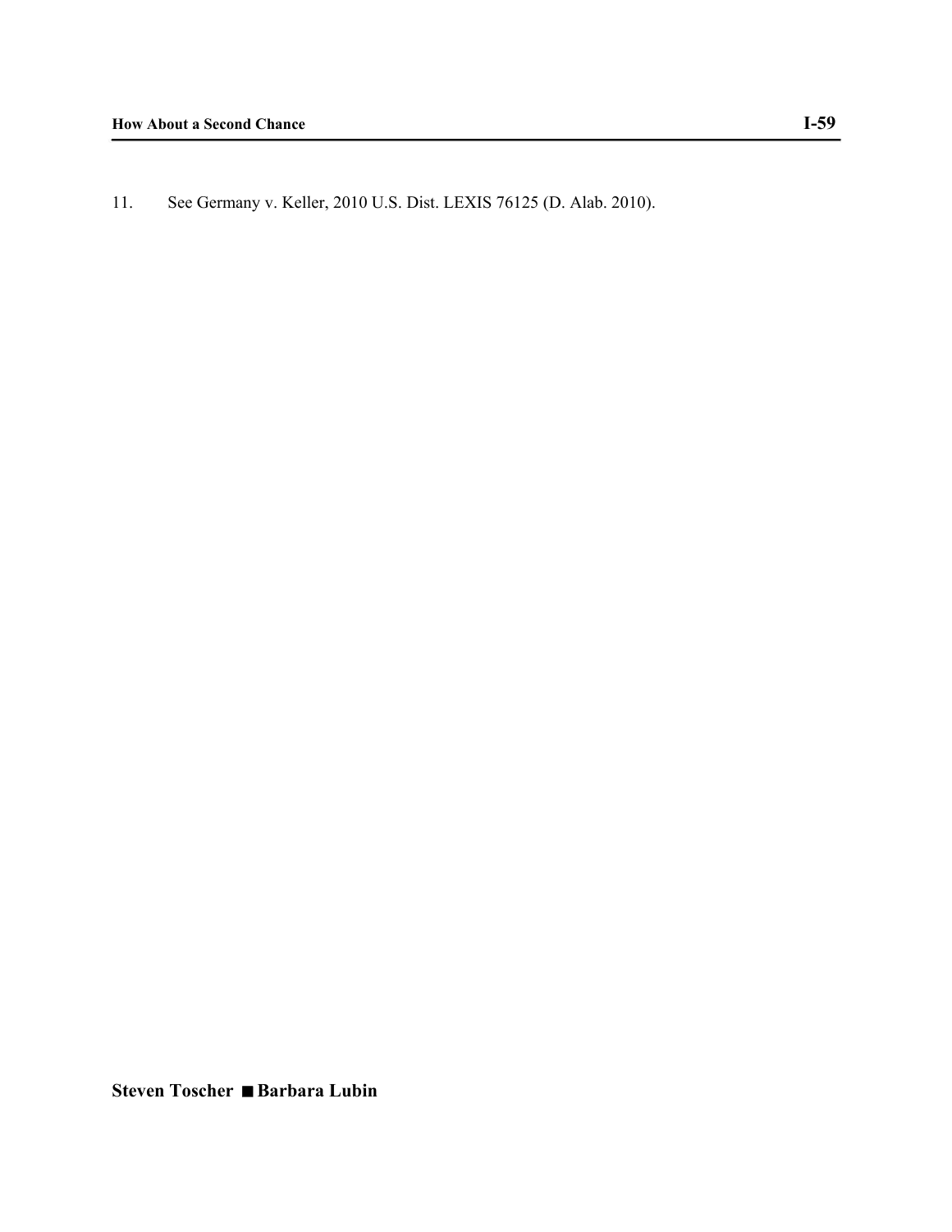11. See Germany v. Keller, 2010 U.S. Dist. LEXIS 76125 (D. Alab. 2010).